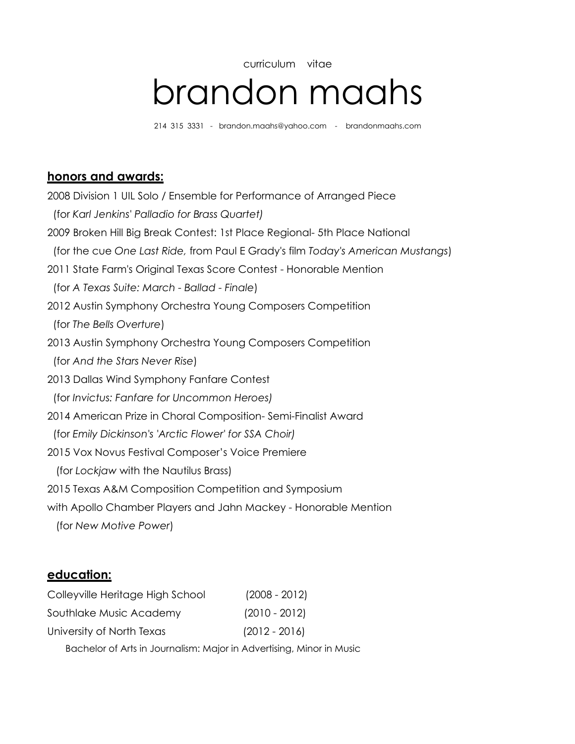curriculum vitae

# brandon maahs

214 315 3331 - brandon.maahs@yahoo.com - brandonmaahs.com

## **honors and awards:**

2008 Division 1 UIL Solo / Ensemble for Performance of Arranged Piece
(for *Karl Jenkins' Palladio for Brass Quartet)*

2009 Broken Hill Big Break Contest: 1st Place Regional- 5th Place National
(for the cue *One Last Ride,* from Paul E Grady's film *Today's American Mustangs*)

2011 State Farm's Original Texas Score Contest - Honorable Mention
(for *A Texas Suite: March - Ballad - Finale*)

2012 Austin Symphony Orchestra Young Composers Competition
(for *The Bells Overture*)

2013 Austin Symphony Orchestra Young Composers Competition
(for *And the Stars Never Rise*)

2013 Dallas Wind Symphony Fanfare Contest
(for *Invictus: Fanfare for Uncommon Heroes)*

2014 American Prize in Choral Composition- Semi-Finalist Award
(for *Emily Dickinson's 'Arctic Flower' for SSA Choir)*

2015 Vox Novus Festival Composer's Voice Premiere
(for *Lockjaw* with the Nautilus Brass)

2015 Texas A&M Composition Competition and Symposium
with Apollo Chamber Players and Jahn Mackey - Honorable Mention
(for *New Motive Power*)

## **education:**

Colleyville Heritage High School (2008 - 2012)

Southlake Music Academy (2010 - 2012)

University of North Texas (2012 - 2016)

Bachelor of Arts in Journalism: Major in Advertising, Minor in Music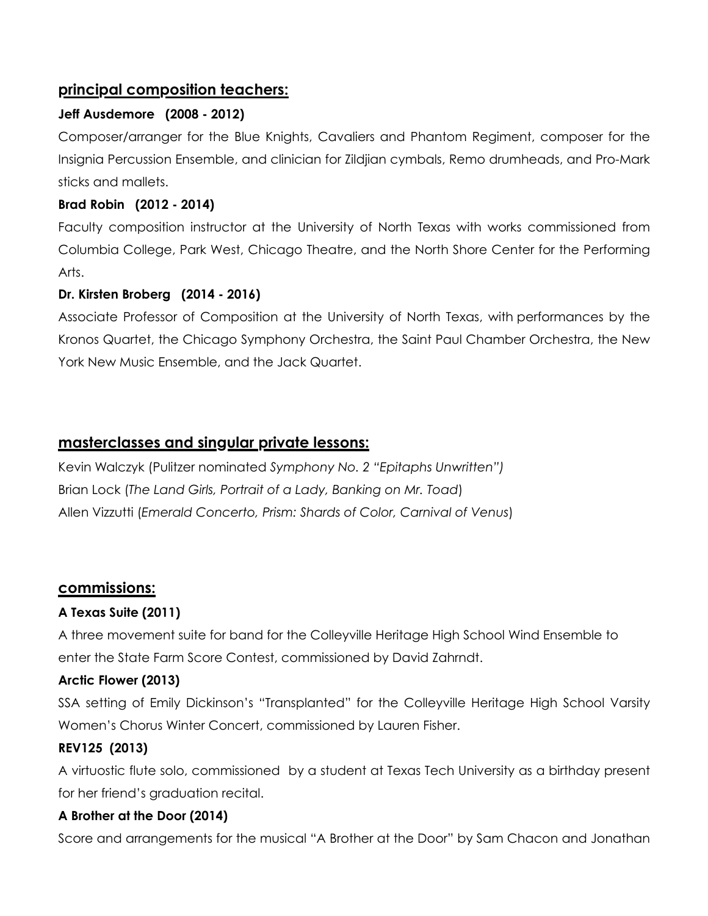## principal composition teachers:

**Jeff Ausdemore (2008 - 2012)**

Composer/arranger for the Blue Knights, Cavaliers and Phantom Regiment, composer for the Insignia Percussion Ensemble, and clinician for Zildjian cymbals, Remo drumheads, and Pro-Mark sticks and mallets.

**Brad Robin (2012 - 2014)**

Faculty composition instructor at the University of North Texas with works commissioned from Columbia College, Park West, Chicago Theatre, and the North Shore Center for the Performing Arts.

**Dr. Kirsten Broberg (2014 - 2016)**

Associate Professor of Composition at the University of North Texas, with performances by the Kronos Quartet, the Chicago Symphony Orchestra, the Saint Paul Chamber Orchestra, the New York New Music Ensemble, and the Jack Quartet.

## masterclasses and singular private lessons:

Kevin Walczyk (Pulitzer nominated *Symphony No. 2 "Epitaphs Unwritten")*

Brian Lock (*The Land Girls, Portrait of a Lady, Banking on Mr. Toad*)

Allen Vizzutti (*Emerald Concerto, Prism: Shards of Color, Carnival of Venus*)

## commissions:

**A Texas Suite (2011)**

A three movement suite for band for the Colleyville Heritage High School Wind Ensemble to enter the State Farm Score Contest, commissioned by David Zahrndt.

**Arctic Flower (2013)**

SSA setting of Emily Dickinson's "Transplanted" for the Colleyville Heritage High School Varsity Women's Chorus Winter Concert, commissioned by Lauren Fisher.

**REV125 (2013)**

A virtuostic flute solo, commissioned by a student at Texas Tech University as a birthday present for her friend's graduation recital.

**A Brother at the Door (2014)**

Score and arrangements for the musical "A Brother at the Door" by Sam Chacon and Jonathan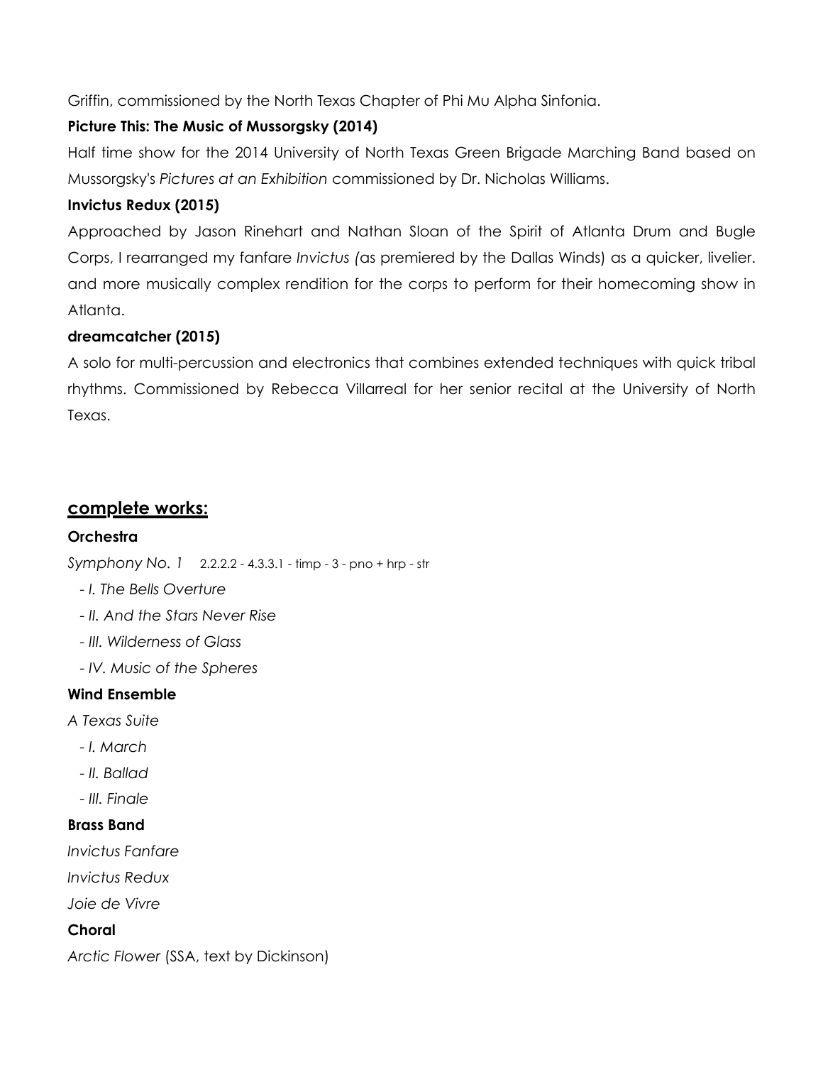Griffin, commissioned by the North Texas Chapter of Phi Mu Alpha Sinfonia.

**Picture This: The Music of Mussorgsky (2014)**

Half time show for the 2014 University of North Texas Green Brigade Marching Band based on Mussorgsky's *Pictures at an Exhibition* commissioned by Dr. Nicholas Williams.

**Invictus Redux (2015)**

Approached by Jason Rinehart and Nathan Sloan of the Spirit of Atlanta Drum and Bugle Corps, I rearranged my fanfare *Invictus (*as premiered by the Dallas Winds) as a quicker, livelier. and more musically complex rendition for the corps to perform for their homecoming show in Atlanta.

**dreamcatcher (2015)**

A solo for multi-percussion and electronics that combines extended techniques with quick tribal rhythms. Commissioned by Rebecca Villarreal for her senior recital at the University of North Texas.

## complete works:

**Orchestra**

*Symphony No. 1* 2.2.2.2 - 4.3.3.1 - timp - 3 - pno + hrp - str

- *I. The Bells Overture*
- *II. And the Stars Never Rise*
- *III. Wilderness of Glass*
- *IV. Music of the Spheres*

**Wind Ensemble**

*A Texas Suite*

- *I. March*
- *II. Ballad*
- *III. Finale*

**Brass Band**

*Invictus Fanfare*

*Invictus Redux*

*Joie de Vivre*

**Choral**

*Arctic Flower* (SSA, text by Dickinson)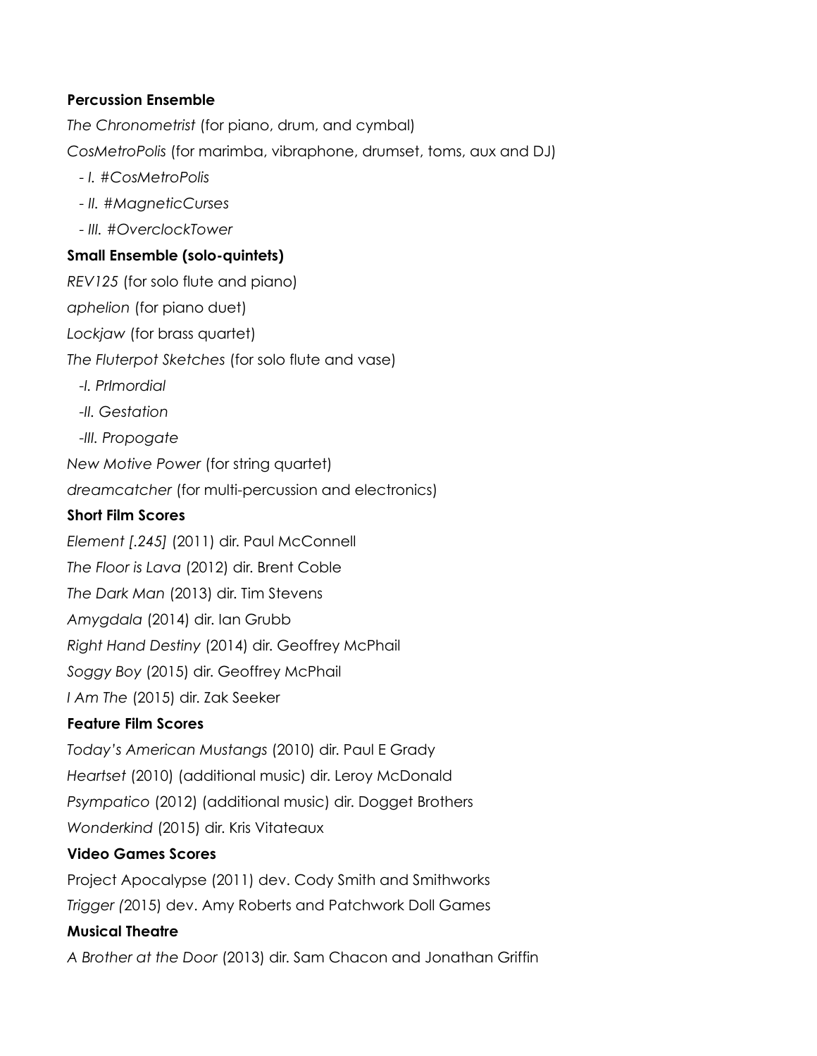**Percussion Ensemble**

*The Chronometrist* (for piano, drum, and cymbal)

*CosMetroPolis* (for marimba, vibraphone, drumset, toms, aux and DJ)

- *I. #CosMetroPolis*
- *II. #MagneticCurses*
- *III. #OverclockTower*

**Small Ensemble (solo-quintets)**

*REV125* (for solo flute and piano)

*aphelion* (for piano duet)

*Lockjaw* (for brass quartet)

*The Fluterpot Sketches* (for solo flute and vase)

- *I. PrImordial*
- *II. Gestation*
- *III. Propogate*

*New Motive Power* (for string quartet)

*dreamcatcher* (for multi-percussion and electronics)

**Short Film Scores**

*Element [.245]* (2011) dir. Paul McConnell

*The Floor is Lava* (2012) dir. Brent Coble

*The Dark Man* (2013) dir. Tim Stevens

*Amygdala* (2014) dir. Ian Grubb

*Right Hand Destiny* (2014) dir. Geoffrey McPhail

*Soggy Boy* (2015) dir. Geoffrey McPhail

*I Am The* (2015) dir. Zak Seeker

**Feature Film Scores**

*Today's American Mustangs* (2010) dir. Paul E Grady

*Heartset* (2010) (additional music) dir. Leroy McDonald

*Psympatico* (2012) (additional music) dir. Dogget Brothers

*Wonderkind* (2015) dir. Kris Vitateaux

**Video Games Scores**

Project Apocalypse (2011) dev. Cody Smith and Smithworks

*Trigger (*2015) dev. Amy Roberts and Patchwork Doll Games

**Musical Theatre**

*A Brother at the Door* (2013) dir. Sam Chacon and Jonathan Griffin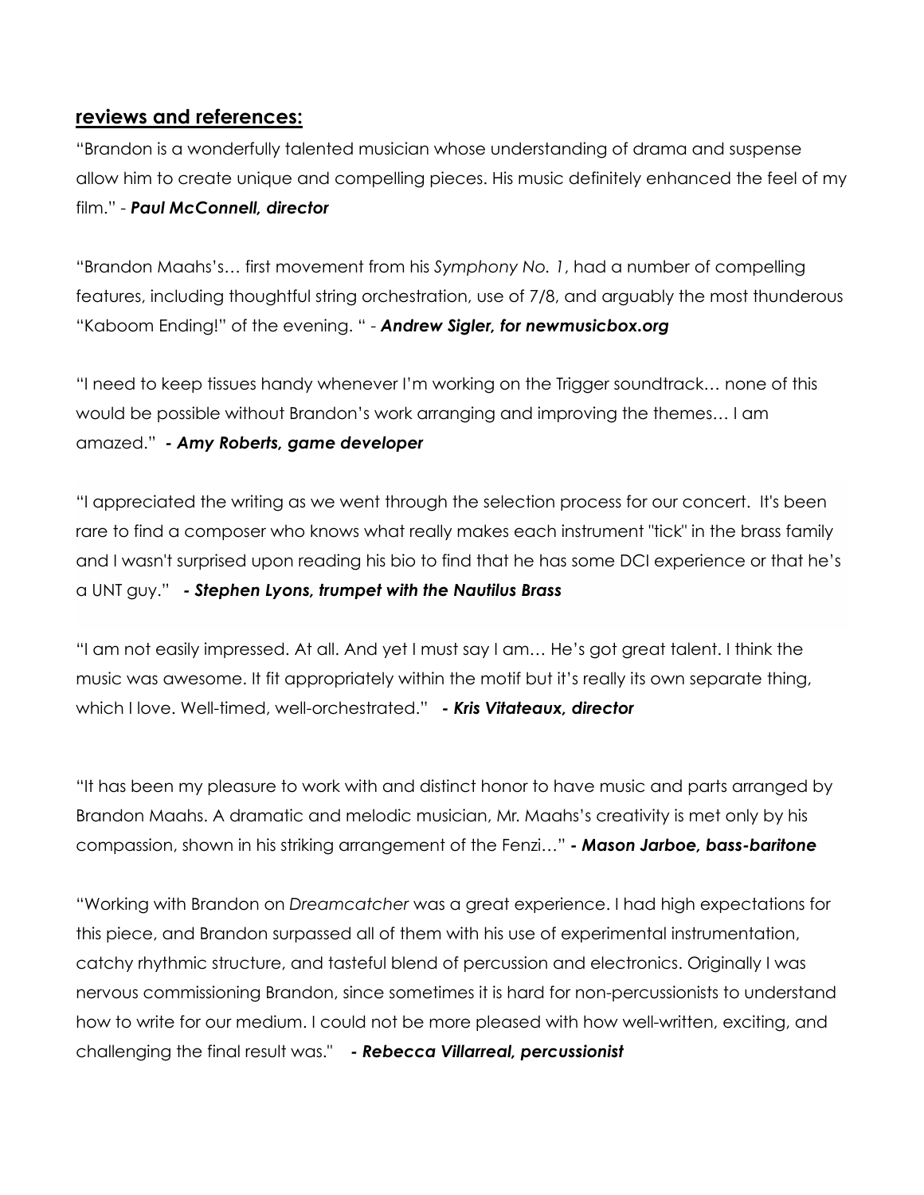## reviews and references:

"Brandon is a wonderfully talented musician whose understanding of drama and suspense allow him to create unique and compelling pieces. His music definitely enhanced the feel of my film." - ***Paul McConnell, director***

"Brandon Maahs's… first movement from his *Symphony No. 1*, had a number of compelling features, including thoughtful string orchestration, use of 7/8, and arguably the most thunderous "Kaboom Ending!" of the evening. " - ***Andrew Sigler, for newmusicbox.org***

"I need to keep tissues handy whenever I'm working on the Trigger soundtrack… none of this would be possible without Brandon's work arranging and improving the themes… I am amazed." ***- Amy Roberts, game developer***

"I appreciated the writing as we went through the selection process for our concert. It's been rare to find a composer who knows what really makes each instrument "tick" in the brass family and I wasn't surprised upon reading his bio to find that he has some DCI experience or that he's a UNT guy." ***- Stephen Lyons, trumpet with the Nautilus Brass***

"I am not easily impressed. At all. And yet I must say I am… He's got great talent. I think the music was awesome. It fit appropriately within the motif but it's really its own separate thing, which I love. Well-timed, well-orchestrated." ***- Kris Vitateaux, director***

"It has been my pleasure to work with and distinct honor to have music and parts arranged by Brandon Maahs. A dramatic and melodic musician, Mr. Maahs's creativity is met only by his compassion, shown in his striking arrangement of the Fenzi…" ***- Mason Jarboe, bass-baritone***

"Working with Brandon on *Dreamcatcher* was a great experience. I had high expectations for this piece, and Brandon surpassed all of them with his use of experimental instrumentation, catchy rhythmic structure, and tasteful blend of percussion and electronics. Originally I was nervous commissioning Brandon, since sometimes it is hard for non-percussionists to understand how to write for our medium. I could not be more pleased with how well-written, exciting, and challenging the final result was." ***- Rebecca Villarreal, percussionist***